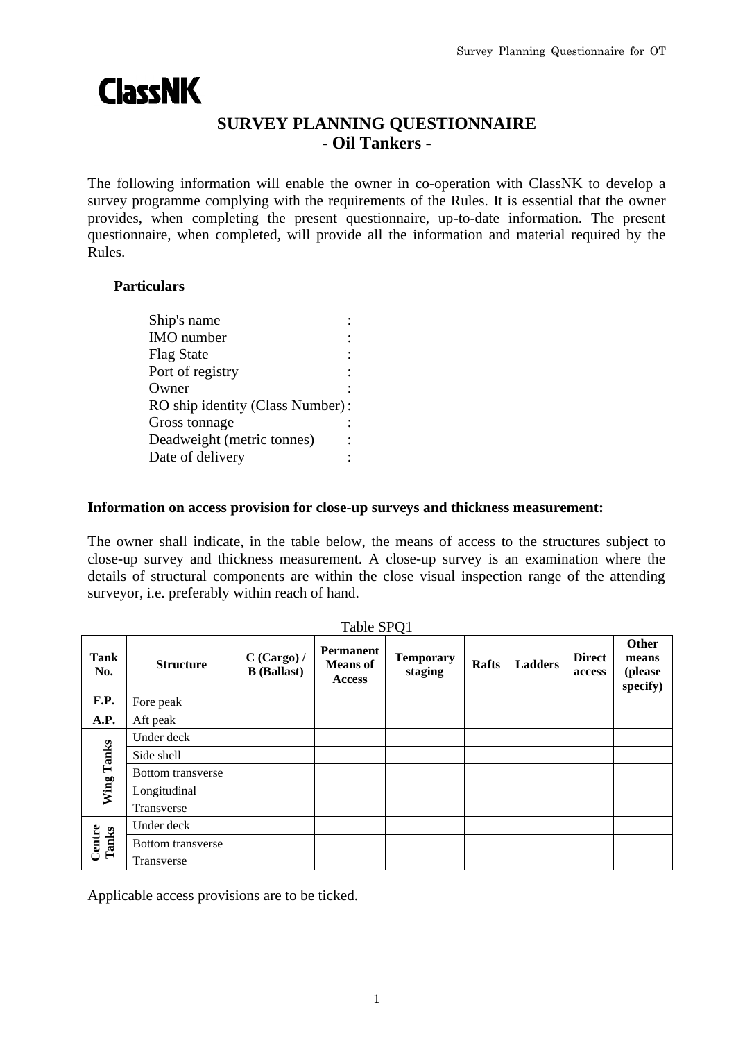ClassNK

# SURVEY PLANNING QUESTIONNAIRE
## - Oil Tankers -

The following information will enable the owner in co-operation with ClassNK to develop a survey programme complying with the requirements of the Rules. It is essential that the owner provides, when completing the present questionnaire, up-to-date information. The present questionnaire, when completed, will provide all the information and material required by the Rules.

### Particulars

Ship's name :
IMO number :
Flag State :
Port of registry :
Owner :
RO ship identity (Class Number) :
Gross tonnage :
Deadweight (metric tonnes) :
Date of delivery :

**Information on access provision for close-up surveys and thickness measurement:**

The owner shall indicate, in the table below, the means of access to the structures subject to close-up survey and thickness measurement. A close-up survey is an examination where the details of structural components are within the close visual inspection range of the attending surveyor, i.e. preferably within reach of hand.

Table SPQ1

| Tank No. | Structure | C (Cargo) / B (Ballast) | Permanent Means of Access | Temporary staging | Rafts | Ladders | Direct access | Other means (please specify) |
|---|---|---|---|---|---|---|---|---|
| F.P. | Fore peak | | | | | | | |
| A.P. | Aft peak | | | | | | | |
| Wing Tanks | Under deck | | | | | | | |
| | Side shell | | | | | | | |
| | Bottom transverse | | | | | | | |
| | Longitudinal | | | | | | | |
| | Transverse | | | | | | | |
| Centre Tanks | Under deck | | | | | | | |
| | Bottom transverse | | | | | | | |
| | Transverse | | | | | | | |

Applicable access provisions are to be ticked.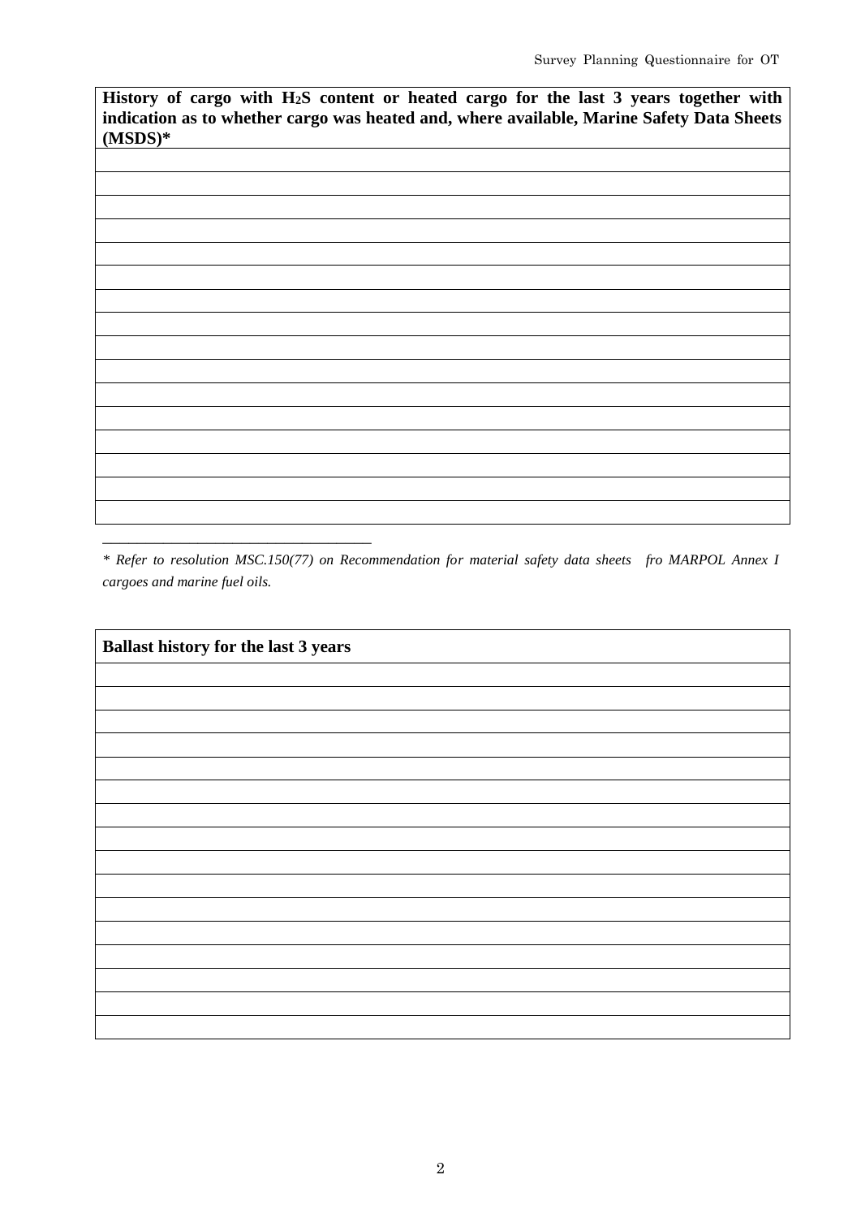| History of cargo with $H_2S$ content or heated cargo for the last 3 years together with indication as to whether cargo was heated and, where available, Marine Safety Data Sheets (MSDS)* |
| --- |
| |
| |
| |
| |
| |
| |
| |
| |
| |
| |
| |
| |
| |
| |
| |
| |

*\* Refer to resolution MSC.150(77) on Recommendation for material safety data sheets fro MARPOL Annex I cargoes and marine fuel oils.*

| Ballast history for the last 3 years |
| --- |
| |
| |
| |
| |
| |
| |
| |
| |
| |
| |
| |
| |
| |
| |
| |
| |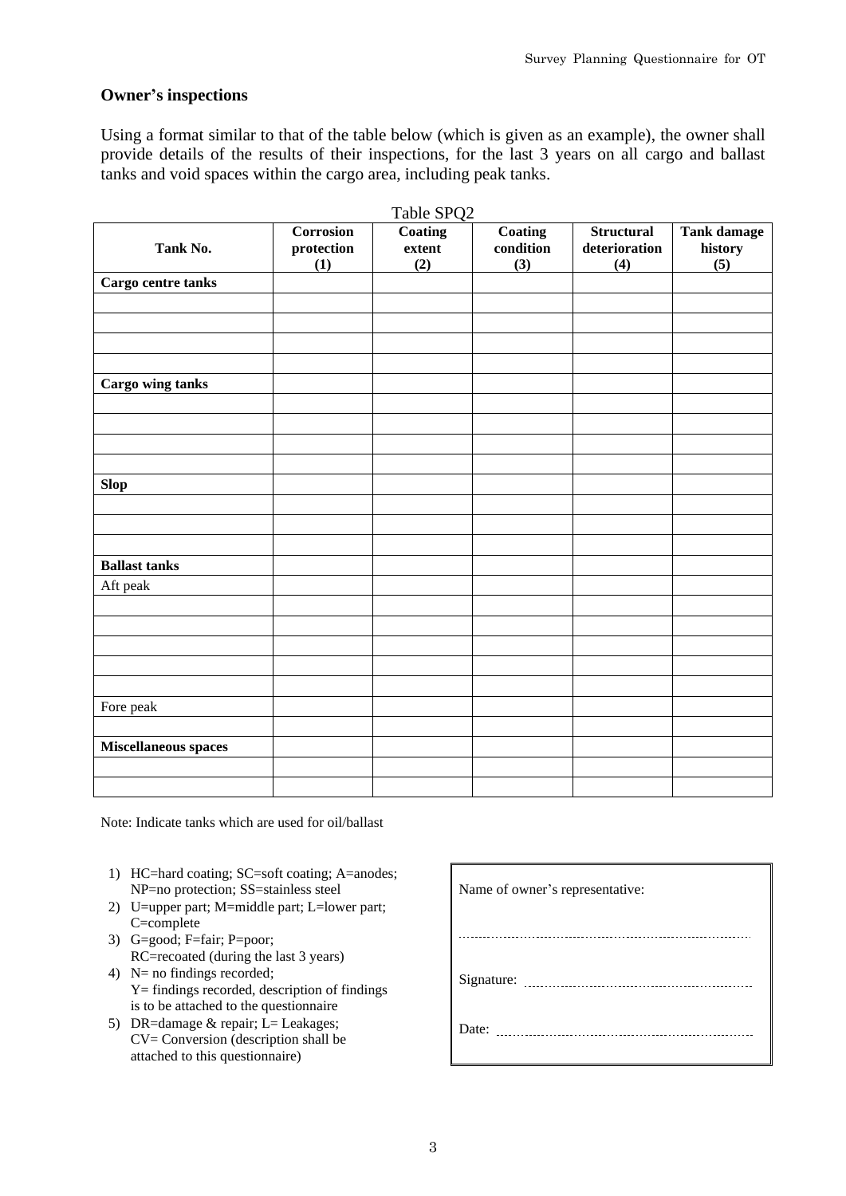## Owner's inspections

Using a format similar to that of the table below (which is given as an example), the owner shall provide details of the results of their inspections, for the last 3 years on all cargo and ballast tanks and void spaces within the cargo area, including peak tanks.

Table SPQ2

| Tank No. | Corrosion protection (1) | Coating extent (2) | Coating condition (3) | Structural deterioration (4) | Tank damage history (5) |
|---|---|---|---|---|---|
| **Cargo centre tanks** | | | | | |
| | | | | | |
| | | | | | |
| | | | | | |
| | | | | | |
| **Cargo wing tanks** | | | | | |
| | | | | | |
| | | | | | |
| | | | | | |
| | | | | | |
| **Slop** | | | | | |
| | | | | | |
| | | | | | |
| | | | | | |
| **Ballast tanks** | | | | | |
| Aft peak | | | | | |
| | | | | | |
| | | | | | |
| | | | | | |
| | | | | | |
| | | | | | |
| Fore peak | | | | | |
| | | | | | |
| **Miscellaneous spaces** | | | | | |
| | | | | | |
| | | | | | |

Note: Indicate tanks which are used for oil/ballast

1) HC=hard coating; SC=soft coating; A=anodes; NP=no protection; SS=stainless steel
2) U=upper part; M=middle part; L=lower part; C=complete
3) G=good; F=fair; P=poor; RC=recoated (during the last 3 years)
4) N= no findings recorded; Y= findings recorded, description of findings is to be attached to the questionnaire
5) DR=damage & repair; L= Leakages; CV= Conversion (description shall be attached to this questionnaire)

Name of owner's representative:

..............................................................................

Signature: ..............................................................

Date: ..................................................................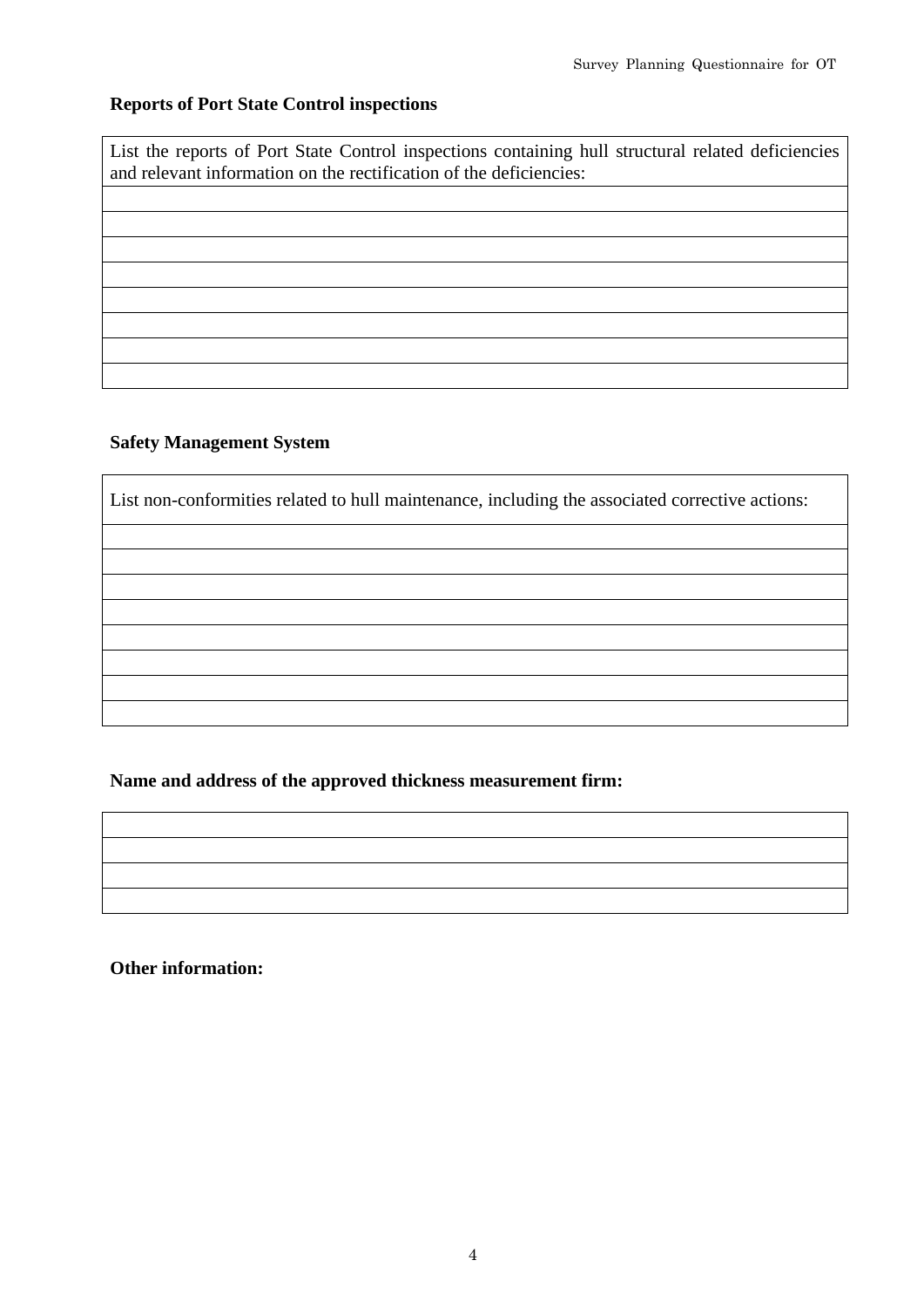**Reports of Port State Control inspections**

| List the reports of Port State Control inspections containing hull structural related deficiencies and relevant information on the rectification of the deficiencies: |
|---|
| |
| |
| |
| |
| |
| |
| |
| |

**Safety Management System**

| List non-conformities related to hull maintenance, including the associated corrective actions: |
|---|
| |
| |
| |
| |
| |
| |
| |
| |

**Name and address of the approved thickness measurement firm:**

| |
|---|
| |
| |
| |
| |

**Other information:**